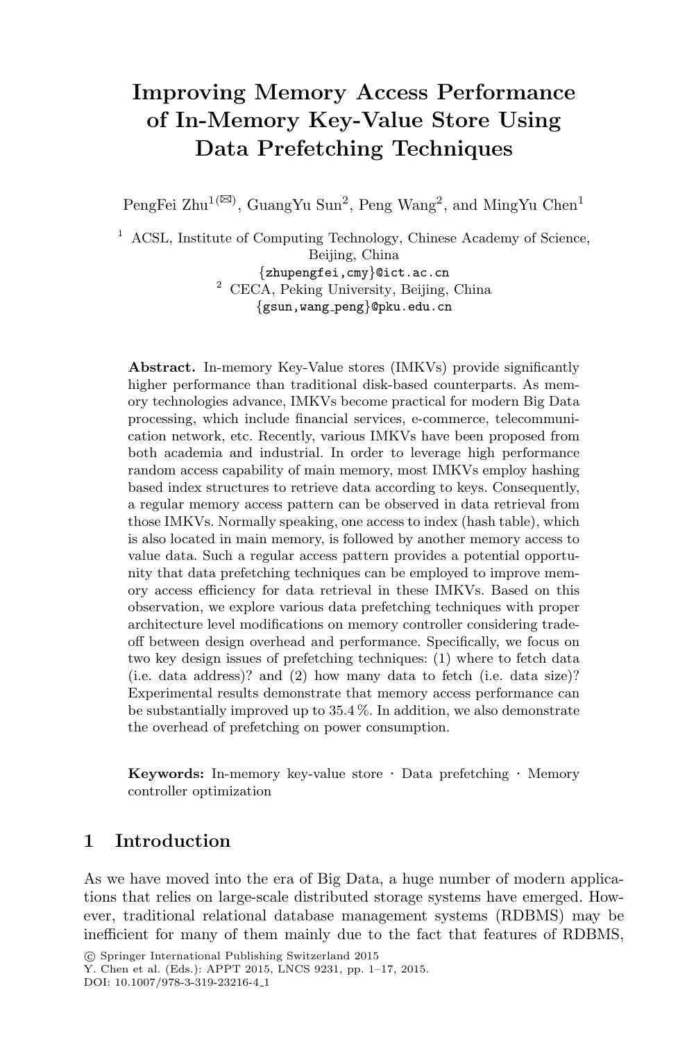# Improving Memory Access Performance of In-Memory Key-Value Store Using Data Prefetching Techniques

PengFei Zhu[1(✉)], GuangYu Sun[2], Peng Wang[2], and MingYu Chen[1]

[1] ACSL, Institute of Computing Technology, Chinese Academy of Science, Beijing, China
{zhupengfei,cmy}@ict.ac.cn

[2] CECA, Peking University, Beijing, China
{gsun,wang_peng}@pku.edu.cn

**Abstract.** In-memory Key-Value stores (IMKVs) provide significantly higher performance than traditional disk-based counterparts. As memory technologies advance, IMKVs become practical for modern Big Data processing, which include financial services, e-commerce, telecommunication network, etc. Recently, various IMKVs have been proposed from both academia and industrial. In order to leverage high performance random access capability of main memory, most IMKVs employ hashing based index structures to retrieve data according to keys. Consequently, a regular memory access pattern can be observed in data retrieval from those IMKVs. Normally speaking, one access to index (hash table), which is also located in main memory, is followed by another memory access to value data. Such a regular access pattern provides a potential opportunity that data prefetching techniques can be employed to improve memory access efficiency for data retrieval in these IMKVs. Based on this observation, we explore various data prefetching techniques with proper architecture level modifications on memory controller considering trade-off between design overhead and performance. Specifically, we focus on two key design issues of prefetching techniques: (1) where to fetch data (i.e. data address)? and (2) how many data to fetch (i.e. data size)? Experimental results demonstrate that memory access performance can be substantially improved up to 35.4 %. In addition, we also demonstrate the overhead of prefetching on power consumption.

**Keywords:** In-memory key-value store · Data prefetching · Memory controller optimization

## 1 Introduction

As we have moved into the era of Big Data, a huge number of modern applications that relies on large-scale distributed storage systems have emerged. However, traditional relational database management systems (RDBMS) may be inefficient for many of them mainly due to the fact that features of RDBMS,

© Springer International Publishing Switzerland 2015
Y. Chen et al. (Eds.): APPT 2015, LNCS 9231, pp. 1–17, 2015.
DOI: 10.1007/978-3-319-23216-4_1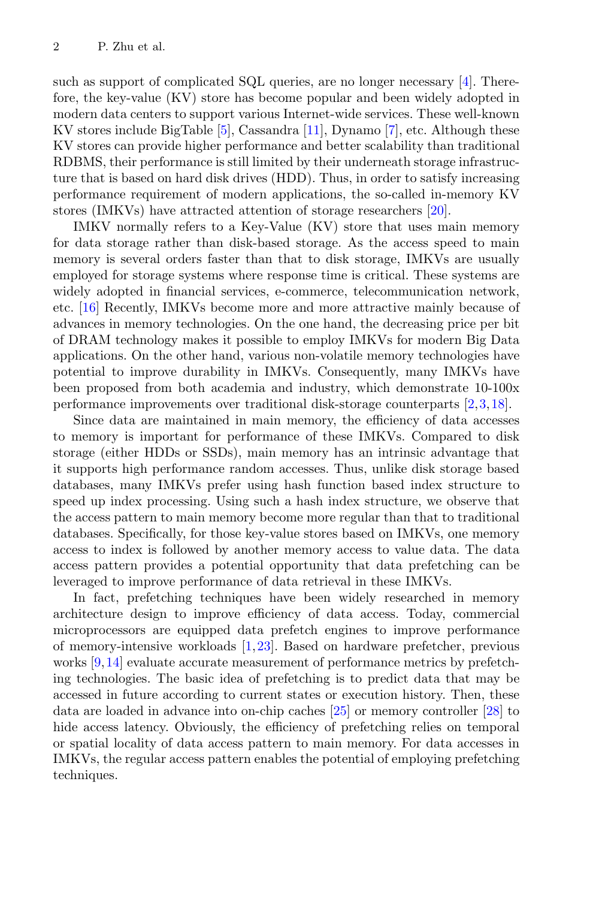such as support of complicated SQL queries, are no longer necessary [4]. Therefore, the key-value (KV) store has become popular and been widely adopted in modern data centers to support various Internet-wide services. These well-known KV stores include BigTable [5], Cassandra [11], Dynamo [7], etc. Although these KV stores can provide higher performance and better scalability than traditional RDBMS, their performance is still limited by their underneath storage infrastructure that is based on hard disk drives (HDD). Thus, in order to satisfy increasing performance requirement of modern applications, the so-called in-memory KV stores (IMKVs) have attracted attention of storage researchers [20].

IMKV normally refers to a Key-Value (KV) store that uses main memory for data storage rather than disk-based storage. As the access speed to main memory is several orders faster than that to disk storage, IMKVs are usually employed for storage systems where response time is critical. These systems are widely adopted in financial services, e-commerce, telecommunication network, etc. [16] Recently, IMKVs become more and more attractive mainly because of advances in memory technologies. On the one hand, the decreasing price per bit of DRAM technology makes it possible to employ IMKVs for modern Big Data applications. On the other hand, various non-volatile memory technologies have potential to improve durability in IMKVs. Consequently, many IMKVs have been proposed from both academia and industry, which demonstrate 10-100x performance improvements over traditional disk-storage counterparts [2,3,18].

Since data are maintained in main memory, the efficiency of data accesses to memory is important for performance of these IMKVs. Compared to disk storage (either HDDs or SSDs), main memory has an intrinsic advantage that it supports high performance random accesses. Thus, unlike disk storage based databases, many IMKVs prefer using hash function based index structure to speed up index processing. Using such a hash index structure, we observe that the access pattern to main memory become more regular than that to traditional databases. Specifically, for those key-value stores based on IMKVs, one memory access to index is followed by another memory access to value data. The data access pattern provides a potential opportunity that data prefetching can be leveraged to improve performance of data retrieval in these IMKVs.

In fact, prefetching techniques have been widely researched in memory architecture design to improve efficiency of data access. Today, commercial microprocessors are equipped data prefetch engines to improve performance of memory-intensive workloads [1,23]. Based on hardware prefetcher, previous works [9,14] evaluate accurate measurement of performance metrics by prefetching technologies. The basic idea of prefetching is to predict data that may be accessed in future according to current states or execution history. Then, these data are loaded in advance into on-chip caches [25] or memory controller [28] to hide access latency. Obviously, the efficiency of prefetching relies on temporal or spatial locality of data access pattern to main memory. For data accesses in IMKVs, the regular access pattern enables the potential of employing prefetching techniques.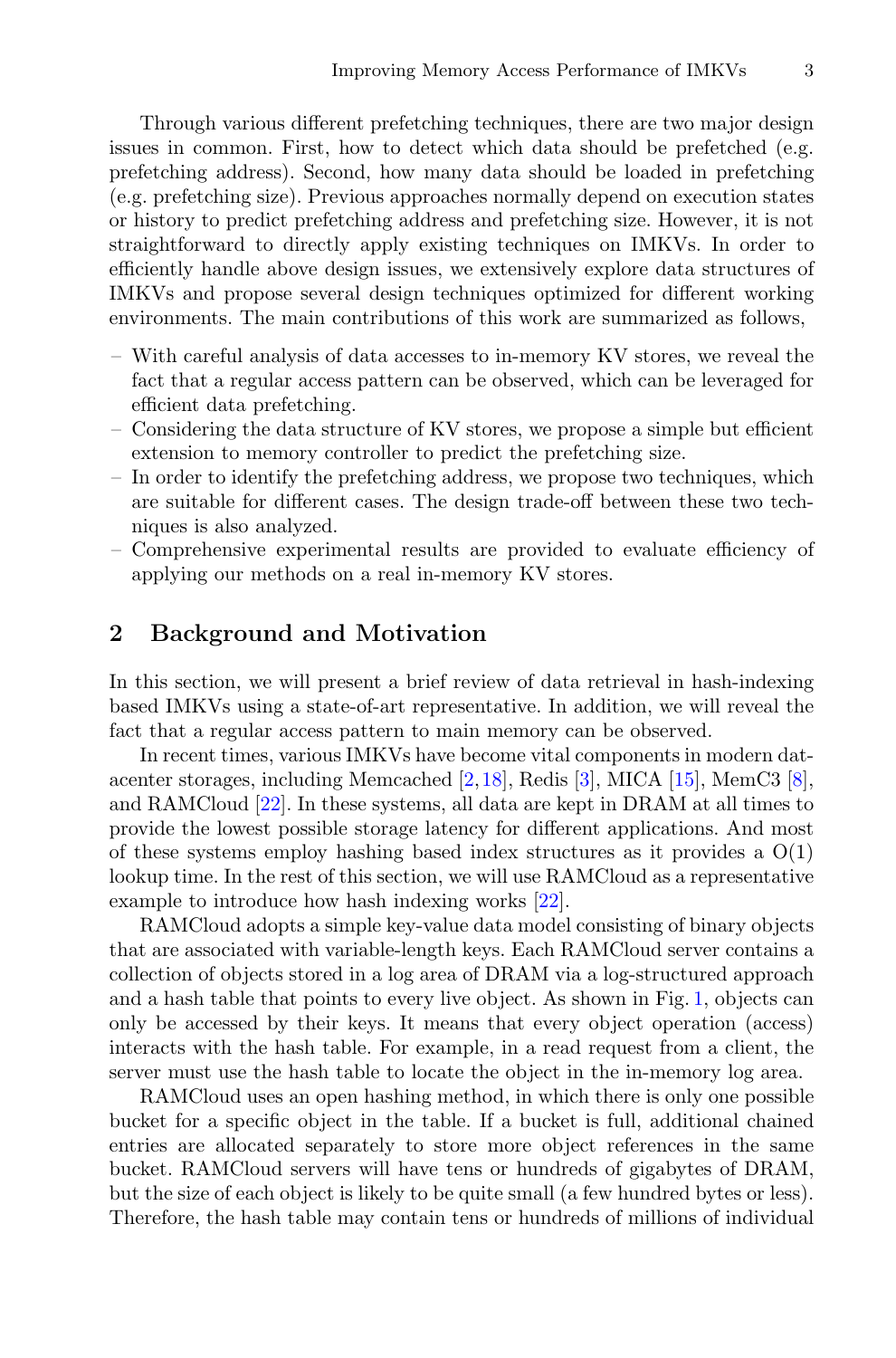Through various different prefetching techniques, there are two major design issues in common. First, how to detect which data should be prefetched (e.g. prefetching address). Second, how many data should be loaded in prefetching (e.g. prefetching size). Previous approaches normally depend on execution states or history to predict prefetching address and prefetching size. However, it is not straightforward to directly apply existing techniques on IMKVs. In order to efficiently handle above design issues, we extensively explore data structures of IMKVs and propose several design techniques optimized for different working environments. The main contributions of this work are summarized as follows,

- With careful analysis of data accesses to in-memory KV stores, we reveal the fact that a regular access pattern can be observed, which can be leveraged for efficient data prefetching.
- Considering the data structure of KV stores, we propose a simple but efficient extension to memory controller to predict the prefetching size.
- In order to identify the prefetching address, we propose two techniques, which are suitable for different cases. The design trade-off between these two techniques is also analyzed.
- Comprehensive experimental results are provided to evaluate efficiency of applying our methods on a real in-memory KV stores.

## 2 Background and Motivation

In this section, we will present a brief review of data retrieval in hash-indexing based IMKVs using a state-of-art representative. In addition, we will reveal the fact that a regular access pattern to main memory can be observed.

In recent times, various IMKVs have become vital components in modern datacenter storages, including Memcached [2,18], Redis [3], MICA [15], MemC3 [8], and RAMCloud [22]. In these systems, all data are kept in DRAM at all times to provide the lowest possible storage latency for different applications. And most of these systems employ hashing based index structures as it provides a O(1) lookup time. In the rest of this section, we will use RAMCloud as a representative example to introduce how hash indexing works [22].

RAMCloud adopts a simple key-value data model consisting of binary objects that are associated with variable-length keys. Each RAMCloud server contains a collection of objects stored in a log area of DRAM via a log-structured approach and a hash table that points to every live object. As shown in Fig. 1, objects can only be accessed by their keys. It means that every object operation (access) interacts with the hash table. For example, in a read request from a client, the server must use the hash table to locate the object in the in-memory log area.

RAMCloud uses an open hashing method, in which there is only one possible bucket for a specific object in the table. If a bucket is full, additional chained entries are allocated separately to store more object references in the same bucket. RAMCloud servers will have tens or hundreds of gigabytes of DRAM, but the size of each object is likely to be quite small (a few hundred bytes or less). Therefore, the hash table may contain tens or hundreds of millions of individual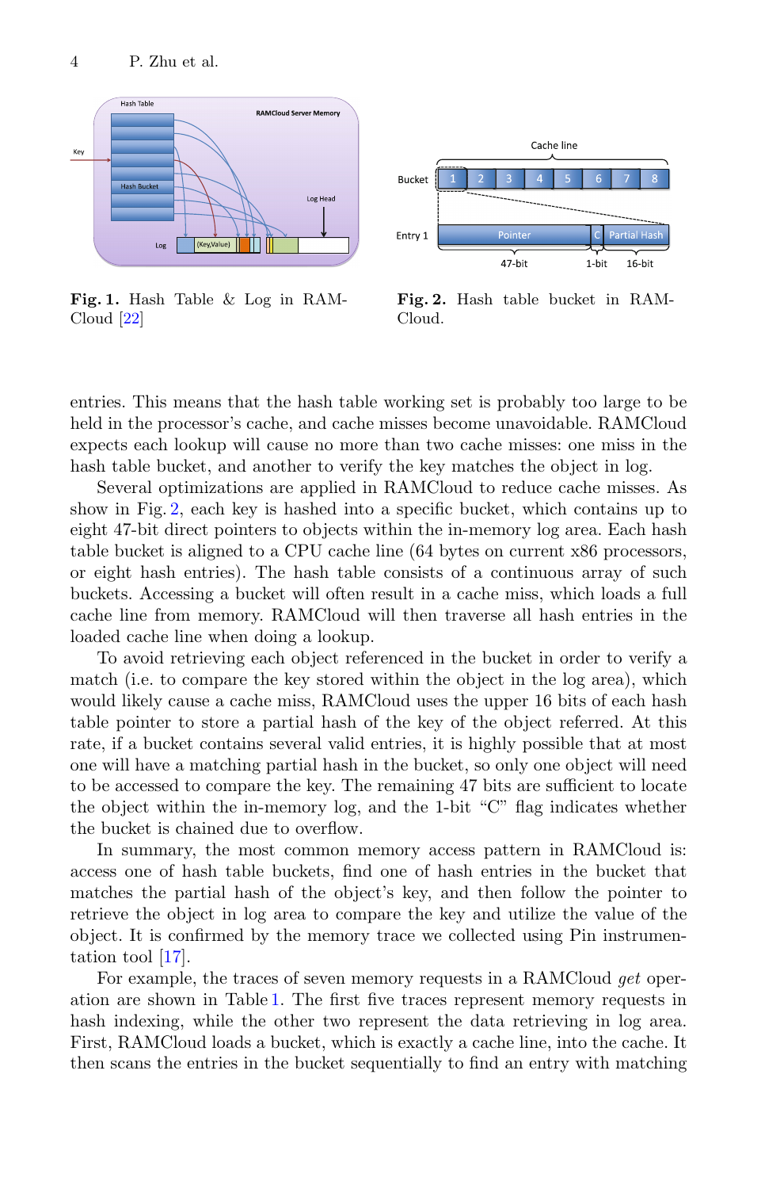**Fig. 1.** Hash Table & Log in RAMCloud [22]

**Fig. 2.** Hash table bucket in RAMCloud.

entries. This means that the hash table working set is probably too large to be held in the processor's cache, and cache misses become unavoidable. RAMCloud expects each lookup will cause no more than two cache misses: one miss in the hash table bucket, and another to verify the key matches the object in log.

Several optimizations are applied in RAMCloud to reduce cache misses. As show in Fig. 2, each key is hashed into a specific bucket, which contains up to eight 47-bit direct pointers to objects within the in-memory log area. Each hash table bucket is aligned to a CPU cache line (64 bytes on current x86 processors, or eight hash entries). The hash table consists of a continuous array of such buckets. Accessing a bucket will often result in a cache miss, which loads a full cache line from memory. RAMCloud will then traverse all hash entries in the loaded cache line when doing a lookup.

To avoid retrieving each object referenced in the bucket in order to verify a match (i.e. to compare the key stored within the object in the log area), which would likely cause a cache miss, RAMCloud uses the upper 16 bits of each hash table pointer to store a partial hash of the key of the object referred. At this rate, if a bucket contains several valid entries, it is highly possible that at most one will have a matching partial hash in the bucket, so only one object will need to be accessed to compare the key. The remaining 47 bits are sufficient to locate the object within the in-memory log, and the 1-bit "C" flag indicates whether the bucket is chained due to overflow.

In summary, the most common memory access pattern in RAMCloud is: access one of hash table buckets, find one of hash entries in the bucket that matches the partial hash of the object's key, and then follow the pointer to retrieve the object in log area to compare the key and utilize the value of the object. It is confirmed by the memory trace we collected using Pin instrumentation tool [17].

For example, the traces of seven memory requests in a RAMCloud *get* operation are shown in Table 1. The first five traces represent memory requests in hash indexing, while the other two represent the data retrieving in log area. First, RAMCloud loads a bucket, which is exactly a cache line, into the cache. It then scans the entries in the bucket sequentially to find an entry with matching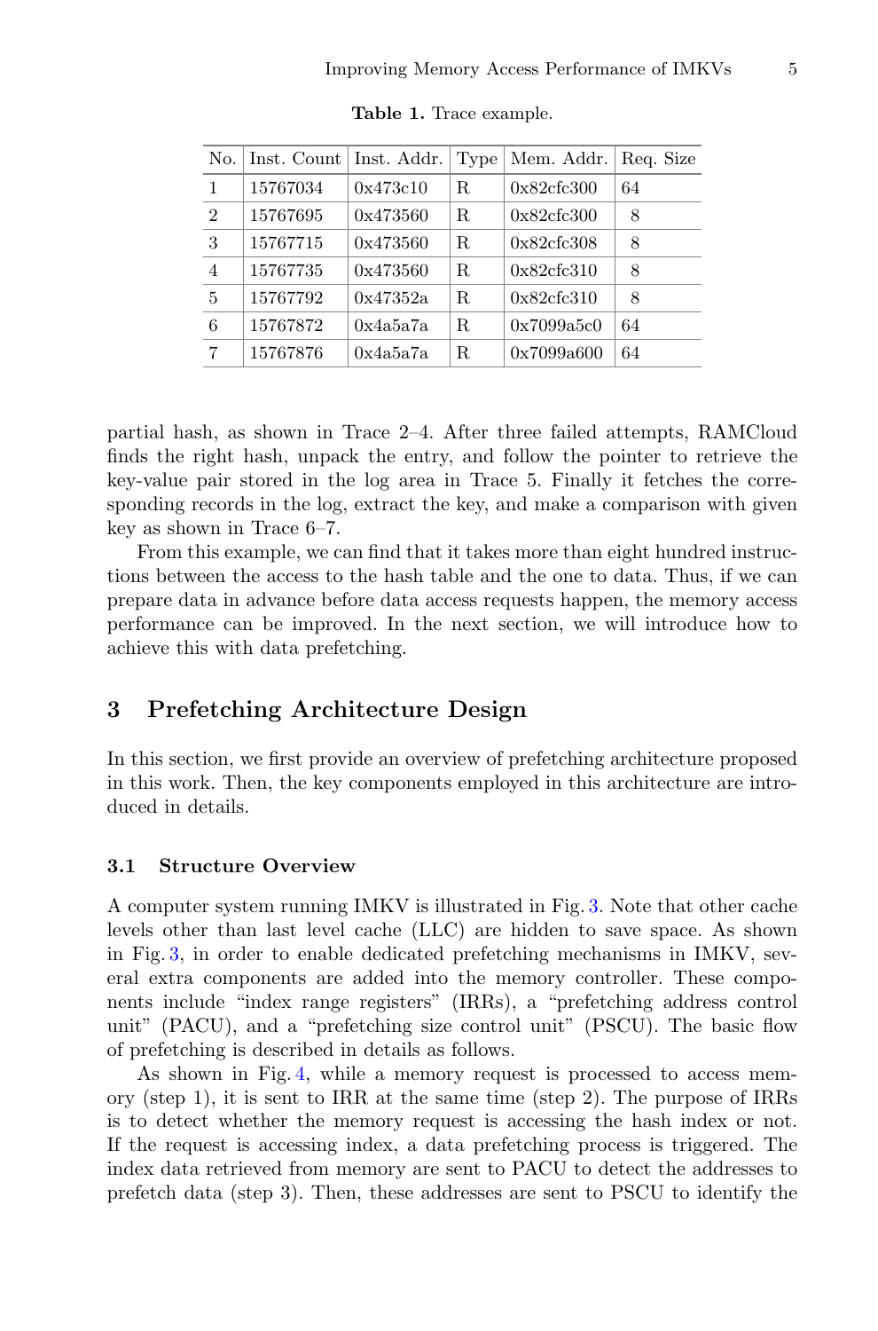**Table 1.** Trace example.

| No. | Inst. Count | Inst. Addr. | Type | Mem. Addr. | Req. Size |
|---|---|---|---|---|---|
| 1 | 15767034 | 0x473c10 | R | 0x82cfc300 | 64 |
| 2 | 15767695 | 0x473560 | R | 0x82cfc300 | 8 |
| 3 | 15767715 | 0x473560 | R | 0x82cfc308 | 8 |
| 4 | 15767735 | 0x473560 | R | 0x82cfc310 | 8 |
| 5 | 15767792 | 0x47352a | R | 0x82cfc310 | 8 |
| 6 | 15767872 | 0x4a5a7a | R | 0x7099a5c0 | 64 |
| 7 | 15767876 | 0x4a5a7a | R | 0x7099a600 | 64 |

partial hash, as shown in Trace 2–4. After three failed attempts, RAMCloud finds the right hash, unpack the entry, and follow the pointer to retrieve the key-value pair stored in the log area in Trace 5. Finally it fetches the corresponding records in the log, extract the key, and make a comparison with given key as shown in Trace 6–7.

From this example, we can find that it takes more than eight hundred instructions between the access to the hash table and the one to data. Thus, if we can prepare data in advance before data access requests happen, the memory access performance can be improved. In the next section, we will introduce how to achieve this with data prefetching.

## 3 Prefetching Architecture Design

In this section, we first provide an overview of prefetching architecture proposed in this work. Then, the key components employed in this architecture are introduced in details.

### 3.1 Structure Overview

A computer system running IMKV is illustrated in Fig. 3. Note that other cache levels other than last level cache (LLC) are hidden to save space. As shown in Fig. 3, in order to enable dedicated prefetching mechanisms in IMKV, several extra components are added into the memory controller. These components include "index range registers" (IRRs), a "prefetching address control unit" (PACU), and a "prefetching size control unit" (PSCU). The basic flow of prefetching is described in details as follows.

As shown in Fig. 4, while a memory request is processed to access memory (step 1), it is sent to IRR at the same time (step 2). The purpose of IRRs is to detect whether the memory request is accessing the hash index or not. If the request is accessing index, a data prefetching process is triggered. The index data retrieved from memory are sent to PACU to detect the addresses to prefetch data (step 3). Then, these addresses are sent to PSCU to identify the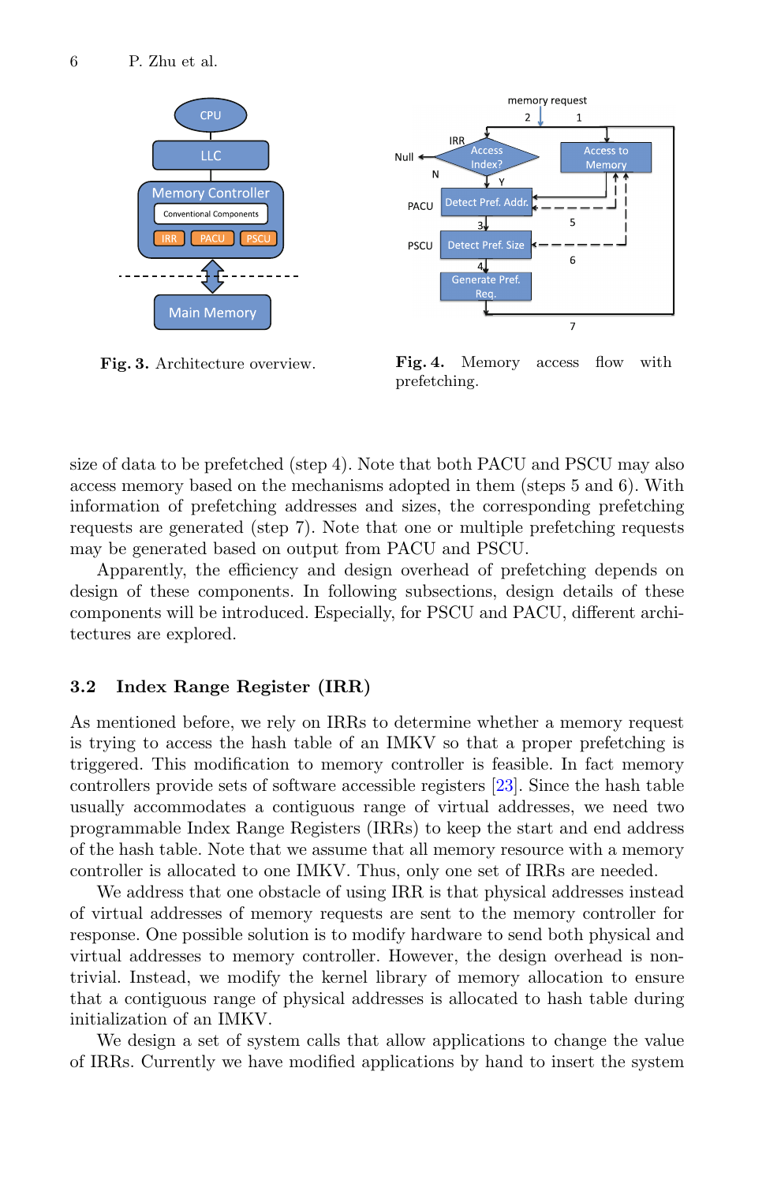CPU

LLC

Memory Controller

Conventional Components

IRR PACU PSCU

Main Memory

**Fig. 3.** Architecture overview.

memory request

2 1

IRR

Access Index?

Null

N

Y

Access to Memory

PACU

Detect Pref. Addr.

3

5

PSCU

Detect Pref. Size

6

4

Generate Pref. Req.

7

**Fig. 4.** Memory access flow with prefetching.

size of data to be prefetched (step 4). Note that both PACU and PSCU may also access memory based on the mechanisms adopted in them (steps 5 and 6). With information of prefetching addresses and sizes, the corresponding prefetching requests are generated (step 7). Note that one or multiple prefetching requests may be generated based on output from PACU and PSCU.

Apparently, the efficiency and design overhead of prefetching depends on design of these components. In following subsections, design details of these components will be introduced. Especially, for PSCU and PACU, different architectures are explored.

### 3.2 Index Range Register (IRR)

As mentioned before, we rely on IRRs to determine whether a memory request is trying to access the hash table of an IMKV so that a proper prefetching is triggered. This modification to memory controller is feasible. In fact memory controllers provide sets of software accessible registers [23]. Since the hash table usually accommodates a contiguous range of virtual addresses, we need two programmable Index Range Registers (IRRs) to keep the start and end address of the hash table. Note that we assume that all memory resource with a memory controller is allocated to one IMKV. Thus, only one set of IRRs are needed.

We address that one obstacle of using IRR is that physical addresses instead of virtual addresses of memory requests are sent to the memory controller for response. One possible solution is to modify hardware to send both physical and virtual addresses to memory controller. However, the design overhead is non-trivial. Instead, we modify the kernel library of memory allocation to ensure that a contiguous range of physical addresses is allocated to hash table during initialization of an IMKV.

We design a set of system calls that allow applications to change the value of IRRs. Currently we have modified applications by hand to insert the system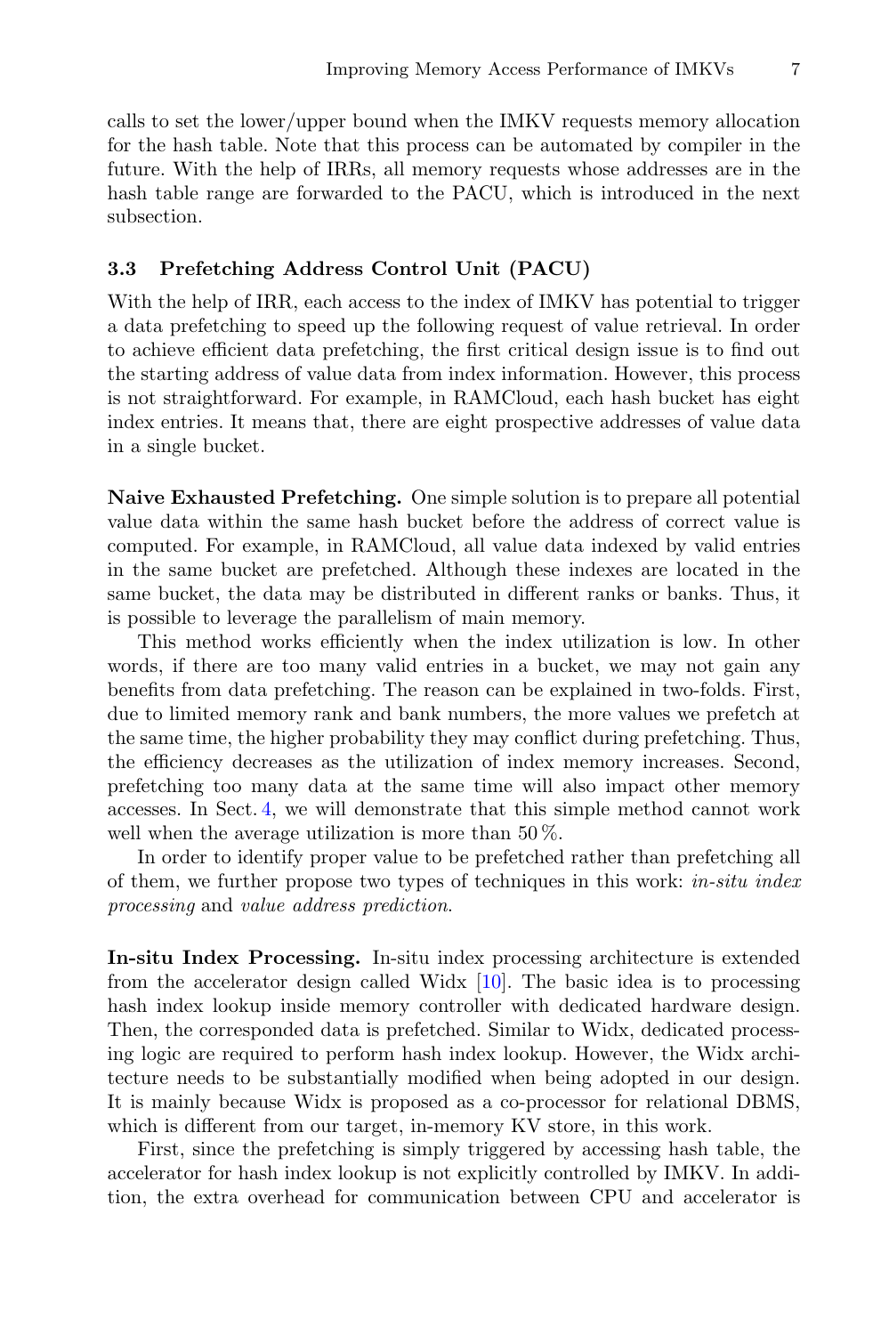calls to set the lower/upper bound when the IMKV requests memory allocation for the hash table. Note that this process can be automated by compiler in the future. With the help of IRRs, all memory requests whose addresses are in the hash table range are forwarded to the PACU, which is introduced in the next subsection.

### 3.3 Prefetching Address Control Unit (PACU)

With the help of IRR, each access to the index of IMKV has potential to trigger a data prefetching to speed up the following request of value retrieval. In order to achieve efficient data prefetching, the first critical design issue is to find out the starting address of value data from index information. However, this process is not straightforward. For example, in RAMCloud, each hash bucket has eight index entries. It means that, there are eight prospective addresses of value data in a single bucket.

**Naive Exhausted Prefetching.** One simple solution is to prepare all potential value data within the same hash bucket before the address of correct value is computed. For example, in RAMCloud, all value data indexed by valid entries in the same bucket are prefetched. Although these indexes are located in the same bucket, the data may be distributed in different ranks or banks. Thus, it is possible to leverage the parallelism of main memory.

This method works efficiently when the index utilization is low. In other words, if there are too many valid entries in a bucket, we may not gain any benefits from data prefetching. The reason can be explained in two-folds. First, due to limited memory rank and bank numbers, the more values we prefetch at the same time, the higher probability they may conflict during prefetching. Thus, the efficiency decreases as the utilization of index memory increases. Second, prefetching too many data at the same time will also impact other memory accesses. In Sect. 4, we will demonstrate that this simple method cannot work well when the average utilization is more than 50 %.

In order to identify proper value to be prefetched rather than prefetching all of them, we further propose two types of techniques in this work: *in-situ index processing* and *value address prediction*.

**In-situ Index Processing.** In-situ index processing architecture is extended from the accelerator design called Widx [10]. The basic idea is to processing hash index lookup inside memory controller with dedicated hardware design. Then, the corresponded data is prefetched. Similar to Widx, dedicated processing logic are required to perform hash index lookup. However, the Widx architecture needs to be substantially modified when being adopted in our design. It is mainly because Widx is proposed as a co-processor for relational DBMS, which is different from our target, in-memory KV store, in this work.

First, since the prefetching is simply triggered by accessing hash table, the accelerator for hash index lookup is not explicitly controlled by IMKV. In addition, the extra overhead for communication between CPU and accelerator is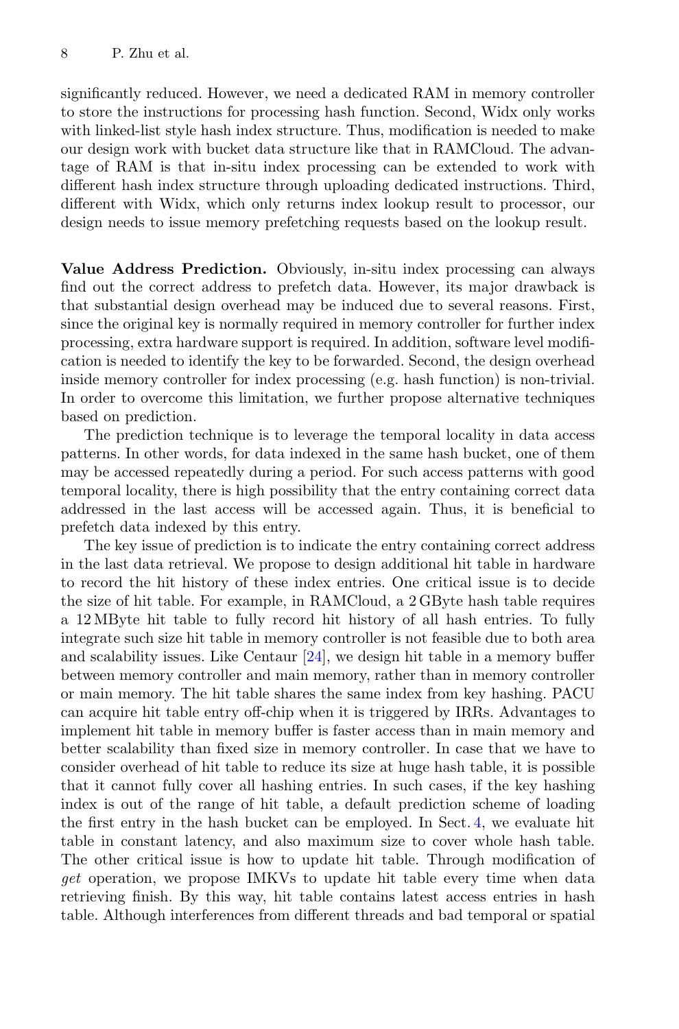significantly reduced. However, we need a dedicated RAM in memory controller to store the instructions for processing hash function. Second, Widx only works with linked-list style hash index structure. Thus, modification is needed to make our design work with bucket data structure like that in RAMCloud. The advantage of RAM is that in-situ index processing can be extended to work with different hash index structure through uploading dedicated instructions. Third, different with Widx, which only returns index lookup result to processor, our design needs to issue memory prefetching requests based on the lookup result.

**Value Address Prediction.** Obviously, in-situ index processing can always find out the correct address to prefetch data. However, its major drawback is that substantial design overhead may be induced due to several reasons. First, since the original key is normally required in memory controller for further index processing, extra hardware support is required. In addition, software level modification is needed to identify the key to be forwarded. Second, the design overhead inside memory controller for index processing (e.g. hash function) is non-trivial. In order to overcome this limitation, we further propose alternative techniques based on prediction.

The prediction technique is to leverage the temporal locality in data access patterns. In other words, for data indexed in the same hash bucket, one of them may be accessed repeatedly during a period. For such access patterns with good temporal locality, there is high possibility that the entry containing correct data addressed in the last access will be accessed again. Thus, it is beneficial to prefetch data indexed by this entry.

The key issue of prediction is to indicate the entry containing correct address in the last data retrieval. We propose to design additional hit table in hardware to record the hit history of these index entries. One critical issue is to decide the size of hit table. For example, in RAMCloud, a 2 GByte hash table requires a 12 MByte hit table to fully record hit history of all hash entries. To fully integrate such size hit table in memory controller is not feasible due to both area and scalability issues. Like Centaur [24], we design hit table in a memory buffer between memory controller and main memory, rather than in memory controller or main memory. The hit table shares the same index from key hashing. PACU can acquire hit table entry off-chip when it is triggered by IRRs. Advantages to implement hit table in memory buffer is faster access than in main memory and better scalability than fixed size in memory controller. In case that we have to consider overhead of hit table to reduce its size at huge hash table, it is possible that it cannot fully cover all hashing entries. In such cases, if the key hashing index is out of the range of hit table, a default prediction scheme of loading the first entry in the hash bucket can be employed. In Sect. 4, we evaluate hit table in constant latency, and also maximum size to cover whole hash table. The other critical issue is how to update hit table. Through modification of *get* operation, we propose IMKVs to update hit table every time when data retrieving finish. By this way, hit table contains latest access entries in hash table. Although interferences from different threads and bad temporal or spatial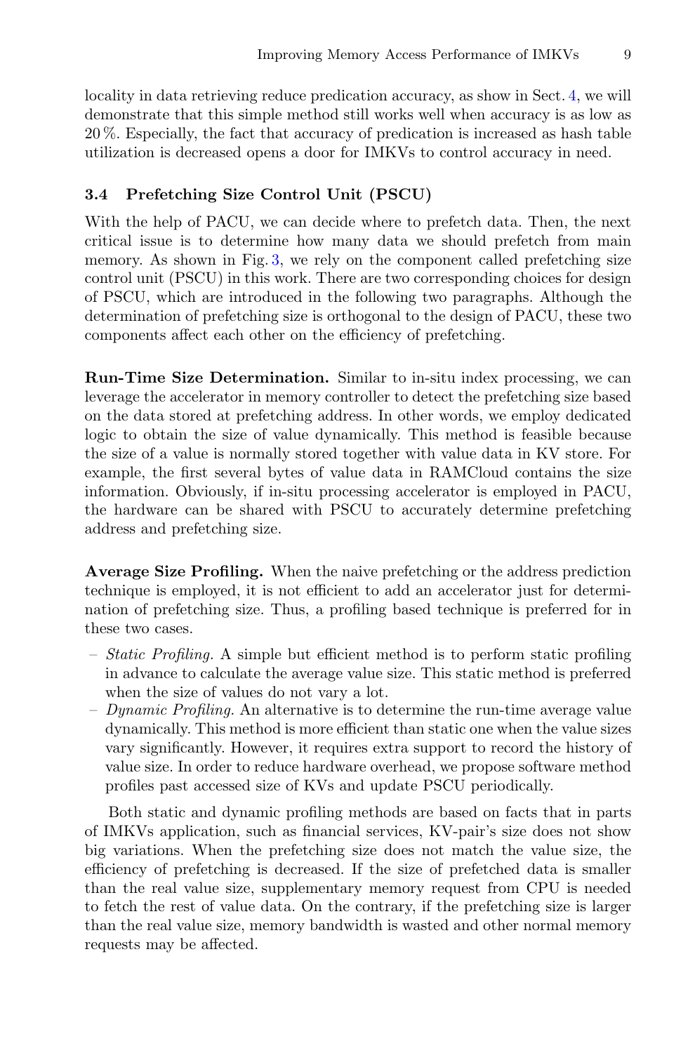locality in data retrieving reduce predication accuracy, as show in Sect. 4, we will demonstrate that this simple method still works well when accuracy is as low as 20 %. Especially, the fact that accuracy of predication is increased as hash table utilization is decreased opens a door for IMKVs to control accuracy in need.

### 3.4 Prefetching Size Control Unit (PSCU)

With the help of PACU, we can decide where to prefetch data. Then, the next critical issue is to determine how many data we should prefetch from main memory. As shown in Fig. 3, we rely on the component called prefetching size control unit (PSCU) in this work. There are two corresponding choices for design of PSCU, which are introduced in the following two paragraphs. Although the determination of prefetching size is orthogonal to the design of PACU, these two components affect each other on the efficiency of prefetching.

**Run-Time Size Determination.** Similar to in-situ index processing, we can leverage the accelerator in memory controller to detect the prefetching size based on the data stored at prefetching address. In other words, we employ dedicated logic to obtain the size of value dynamically. This method is feasible because the size of a value is normally stored together with value data in KV store. For example, the first several bytes of value data in RAMCloud contains the size information. Obviously, if in-situ processing accelerator is employed in PACU, the hardware can be shared with PSCU to accurately determine prefetching address and prefetching size.

**Average Size Profiling.** When the naive prefetching or the address prediction technique is employed, it is not efficient to add an accelerator just for determination of prefetching size. Thus, a profiling based technique is preferred for in these two cases.

- *Static Profiling.* A simple but efficient method is to perform static profiling in advance to calculate the average value size. This static method is preferred when the size of values do not vary a lot.
- *Dynamic Profiling.* An alternative is to determine the run-time average value dynamically. This method is more efficient than static one when the value sizes vary significantly. However, it requires extra support to record the history of value size. In order to reduce hardware overhead, we propose software method profiles past accessed size of KVs and update PSCU periodically.

Both static and dynamic profiling methods are based on facts that in parts of IMKVs application, such as financial services, KV-pair's size does not show big variations. When the prefetching size does not match the value size, the efficiency of prefetching is decreased. If the size of prefetched data is smaller than the real value size, supplementary memory request from CPU is needed to fetch the rest of value data. On the contrary, if the prefetching size is larger than the real value size, memory bandwidth is wasted and other normal memory requests may be affected.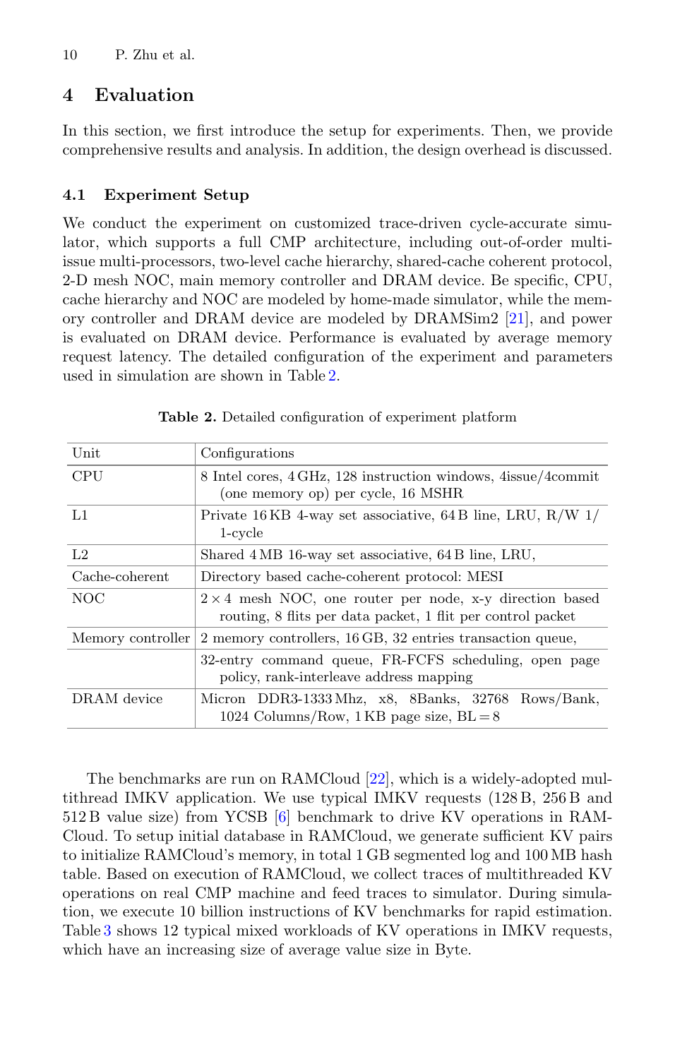## 4 Evaluation

In this section, we first introduce the setup for experiments. Then, we provide comprehensive results and analysis. In addition, the design overhead is discussed.

### 4.1 Experiment Setup

We conduct the experiment on customized trace-driven cycle-accurate simulator, which supports a full CMP architecture, including out-of-order multi-issue multi-processors, two-level cache hierarchy, shared-cache coherent protocol, 2-D mesh NOC, main memory controller and DRAM device. Be specific, CPU, cache hierarchy and NOC are modeled by home-made simulator, while the memory controller and DRAM device are modeled by DRAMSim2 [21], and power is evaluated on DRAM device. Performance is evaluated by average memory request latency. The detailed configuration of the experiment and parameters used in simulation are shown in Table 2.

**Table 2.** Detailed configuration of experiment platform

| Unit | Configurations |
|---|---|
| CPU | 8 Intel cores, 4 GHz, 128 instruction windows, 4issue/4commit (one memory op) per cycle, 16 MSHR |
| L1 | Private 16 KB 4-way set associative, 64 B line, LRU, R/W 1/1-cycle |
| L2 | Shared 4 MB 16-way set associative, 64 B line, LRU, |
| Cache-coherent | Directory based cache-coherent protocol: MESI |
| NOC | $2 \times 4$ mesh NOC, one router per node, x-y direction based routing, 8 flits per data packet, 1 flit per control packet |
| Memory controller | 2 memory controllers, 16 GB, 32 entries transaction queue, |
| | 32-entry command queue, FR-FCFS scheduling, open page policy, rank-interleave address mapping |
| DRAM device | Micron DDR3-1333 Mhz, x8, 8Banks, 32768 Rows/Bank, 1024 Columns/Row, 1 KB page size, BL = 8 |

The benchmarks are run on RAMCloud [22], which is a widely-adopted multithread IMKV application. We use typical IMKV requests (128 B, 256 B and 512 B value size) from YCSB [6] benchmark to drive KV operations in RAMCloud. To setup initial database in RAMCloud, we generate sufficient KV pairs to initialize RAMCloud's memory, in total 1 GB segmented log and 100 MB hash table. Based on execution of RAMCloud, we collect traces of multithreaded KV operations on real CMP machine and feed traces to simulator. During simulation, we execute 10 billion instructions of KV benchmarks for rapid estimation. Table 3 shows 12 typical mixed workloads of KV operations in IMKV requests, which have an increasing size of average value size in Byte.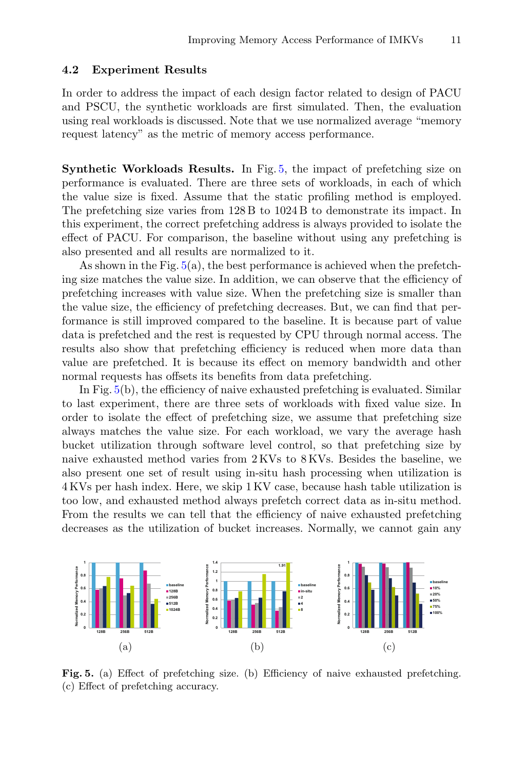### 4.2 Experiment Results

In order to address the impact of each design factor related to design of PACU and PSCU, the synthetic workloads are first simulated. Then, the evaluation using real workloads is discussed. Note that we use normalized average "memory request latency" as the metric of memory access performance.

**Synthetic Workloads Results.** In Fig. 5, the impact of prefetching size on performance is evaluated. There are three sets of workloads, in each of which the value size is fixed. Assume that the static profiling method is employed. The prefetching size varies from 128 B to 1024 B to demonstrate its impact. In this experiment, the correct prefetching address is always provided to isolate the effect of PACU. For comparison, the baseline without using any prefetching is also presented and all results are normalized to it.

As shown in the Fig. 5(a), the best performance is achieved when the prefetching size matches the value size. In addition, we can observe that the efficiency of prefetching increases with value size. When the prefetching size is smaller than the value size, the efficiency of prefetching decreases. But, we can find that performance is still improved compared to the baseline. It is because part of value data is prefetched and the rest is requested by CPU through normal access. The results also show that prefetching efficiency is reduced when more data than value are prefetched. It is because its effect on memory bandwidth and other normal requests has offsets its benefits from data prefetching.

In Fig. 5(b), the efficiency of naive exhausted prefetching is evaluated. Similar to last experiment, there are three sets of workloads with fixed value size. In order to isolate the effect of prefetching size, we assume that prefetching size always matches the value size. For each workload, we vary the average hash bucket utilization through software level control, so that prefetching size by naive exhausted method varies from 2 KVs to 8 KVs. Besides the baseline, we also present one set of result using in-situ hash processing when utilization is 4 KVs per hash index. Here, we skip 1 KV case, because hash table utilization is too low, and exhausted method always prefetch correct data as in-situ method. From the results we can tell that the efficiency of naive exhausted prefetching decreases as the utilization of bucket increases. Normally, we cannot gain any

Normalized Memory Performance
baseline
128B
256B
512B
1024B
128B 256B 512B
(a)

Normalized Memory Performance
1.91
baseline
in-situ
2
4
8
128B 256B 512B
(b)

Normalized Memory Performance
baseline
10%
20%
50%
75%
100%
128B 256B 512B
(c)

**Fig. 5.** (a) Effect of prefetching size. (b) Efficiency of naive exhausted prefetching. (c) Effect of prefetching accuracy.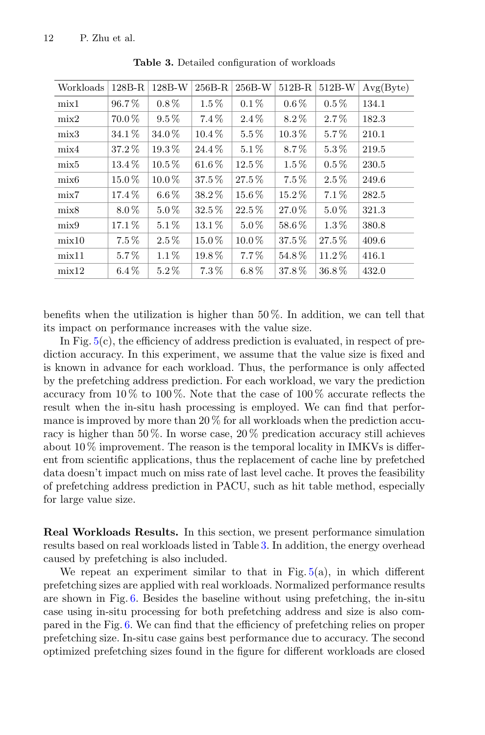**Table 3.** Detailed configuration of workloads

| Workloads | 128B-R | 128B-W | 256B-R | 256B-W | 512B-R | 512B-W | Avg(Byte) |
|---|---|---|---|---|---|---|---|
| mix1 | 96.7 % | 0.8 % | 1.5 % | 0.1 % | 0.6 % | 0.5 % | 134.1 |
| mix2 | 70.0 % | 9.5 % | 7.4 % | 2.4 % | 8.2 % | 2.7 % | 182.3 |
| mix3 | 34.1 % | 34.0 % | 10.4 % | 5.5 % | 10.3 % | 5.7 % | 210.1 |
| mix4 | 37.2 % | 19.3 % | 24.4 % | 5.1 % | 8.7 % | 5.3 % | 219.5 |
| mix5 | 13.4 % | 10.5 % | 61.6 % | 12.5 % | 1.5 % | 0.5 % | 230.5 |
| mix6 | 15.0 % | 10.0 % | 37.5 % | 27.5 % | 7.5 % | 2.5 % | 249.6 |
| mix7 | 17.4 % | 6.6 % | 38.2 % | 15.6 % | 15.2 % | 7.1 % | 282.5 |
| mix8 | 8.0 % | 5.0 % | 32.5 % | 22.5 % | 27.0 % | 5.0 % | 321.3 |
| mix9 | 17.1 % | 5.1 % | 13.1 % | 5.0 % | 58.6 % | 1.3 % | 380.8 |
| mix10 | 7.5 % | 2.5 % | 15.0 % | 10.0 % | 37.5 % | 27.5 % | 409.6 |
| mix11 | 5.7 % | 1.1 % | 19.8 % | 7.7 % | 54.8 % | 11.2 % | 416.1 |
| mix12 | 6.4 % | 5.2 % | 7.3 % | 6.8 % | 37.8 % | 36.8 % | 432.0 |

benefits when the utilization is higher than 50 %. In addition, we can tell that its impact on performance increases with the value size.

In Fig. 5(c), the efficiency of address prediction is evaluated, in respect of prediction accuracy. In this experiment, we assume that the value size is fixed and is known in advance for each workload. Thus, the performance is only affected by the prefetching address prediction. For each workload, we vary the prediction accuracy from 10 % to 100 %. Note that the case of 100 % accurate reflects the result when the in-situ hash processing is employed. We can find that performance is improved by more than 20 % for all workloads when the prediction accuracy is higher than 50 %. In worse case, 20 % predication accuracy still achieves about 10 % improvement. The reason is the temporal locality in IMKVs is different from scientific applications, thus the replacement of cache line by prefetched data doesn't impact much on miss rate of last level cache. It proves the feasibility of prefetching address prediction in PACU, such as hit table method, especially for large value size.

**Real Workloads Results.** In this section, we present performance simulation results based on real workloads listed in Table 3. In addition, the energy overhead caused by prefetching is also included.

We repeat an experiment similar to that in Fig. 5(a), in which different prefetching sizes are applied with real workloads. Normalized performance results are shown in Fig. 6. Besides the baseline without using prefetching, the in-situ case using in-situ processing for both prefetching address and size is also compared in the Fig. 6. We can find that the efficiency of prefetching relies on proper prefetching size. In-situ case gains best performance due to accuracy. The second optimized prefetching sizes found in the figure for different workloads are closed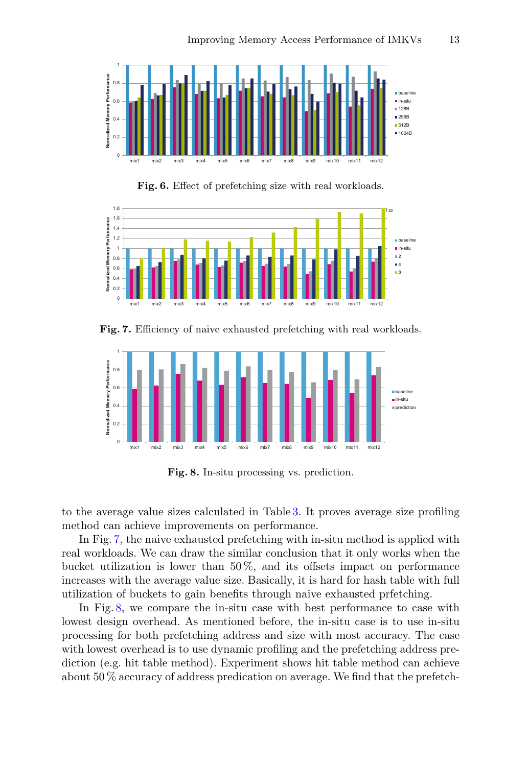**Fig. 6.** Effect of prefetching size with real workloads.

**Fig. 7.** Efficiency of naive exhausted prefetching with real workloads.

**Fig. 8.** In-situ processing vs. prediction.

to the average value sizes calculated in Table 3. It proves average size profiling method can achieve improvements on performance.

In Fig. 7, the naive exhausted prefetching with in-situ method is applied with real workloads. We can draw the similar conclusion that it only works when the bucket utilization is lower than 50 %, and its offsets impact on performance increases with the average value size. Basically, it is hard for hash table with full utilization of buckets to gain benefits through naive exhausted prfetching.

In Fig. 8, we compare the in-situ case with best performance to case with lowest design overhead. As mentioned before, the in-situ case is to use in-situ processing for both prefetching address and size with most accuracy. The case with lowest overhead is to use dynamic profiling and the prefetching address prediction (e.g. hit table method). Experiment shows hit table method can achieve about 50 % accuracy of address predication on average. We find that the prefetch-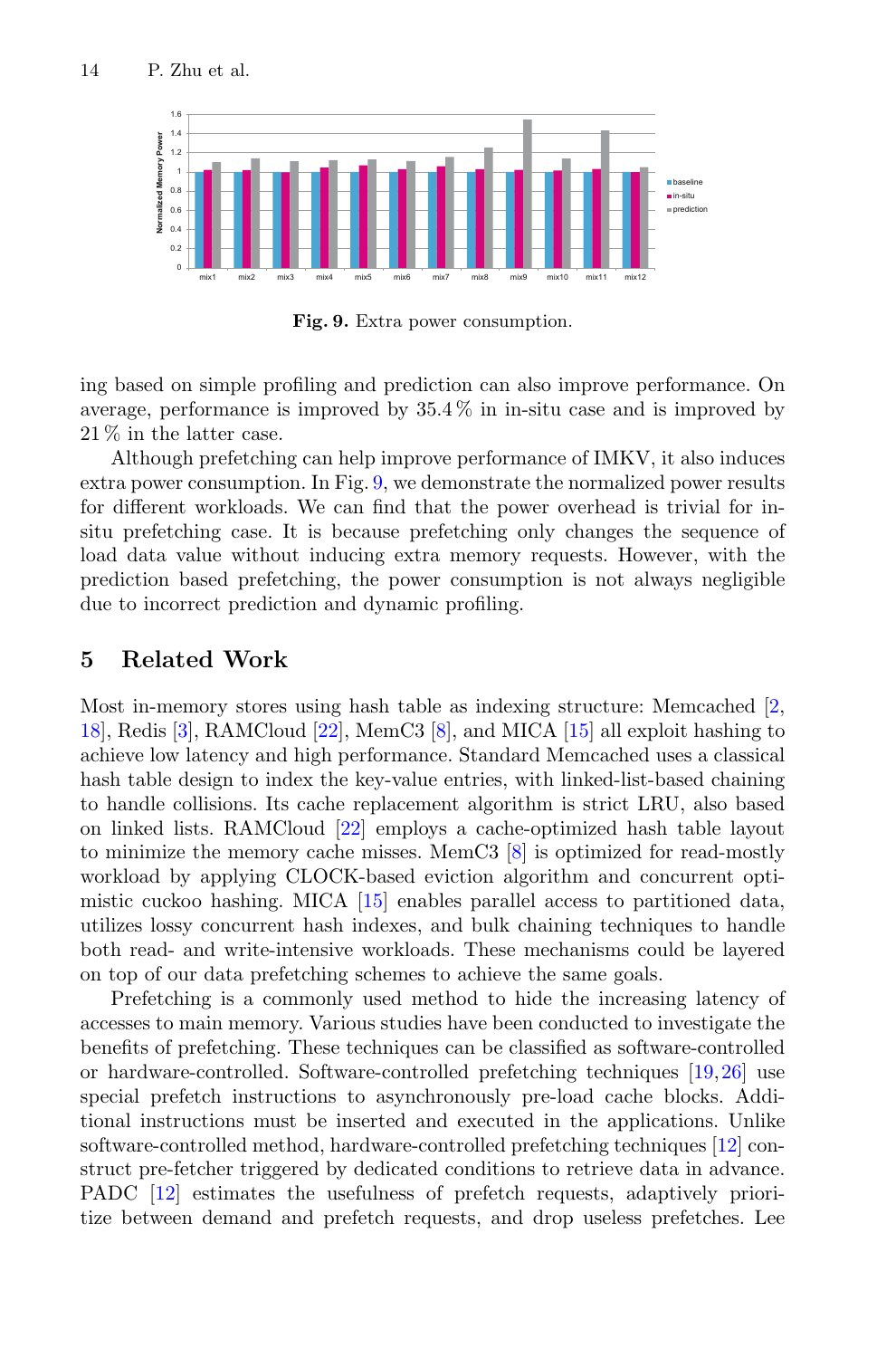Fig. 9. Extra power consumption.

ing based on simple profiling and prediction can also improve performance. On average, performance is improved by 35.4 % in in-situ case and is improved by 21 % in the latter case.

Although prefetching can help improve performance of IMKV, it also induces extra power consumption. In Fig. 9, we demonstrate the normalized power results for different workloads. We can find that the power overhead is trivial for in-situ prefetching case. It is because prefetching only changes the sequence of load data value without inducing extra memory requests. However, with the prediction based prefetching, the power consumption is not always negligible due to incorrect prediction and dynamic profiling.

## 5 Related Work

Most in-memory stores using hash table as indexing structure: Memcached [2,18], Redis [3], RAMCloud [22], MemC3 [8], and MICA [15] all exploit hashing to achieve low latency and high performance. Standard Memcached uses a classical hash table design to index the key-value entries, with linked-list-based chaining to handle collisions. Its cache replacement algorithm is strict LRU, also based on linked lists. RAMCloud [22] employs a cache-optimized hash table layout to minimize the memory cache misses. MemC3 [8] is optimized for read-mostly workload by applying CLOCK-based eviction algorithm and concurrent optimistic cuckoo hashing. MICA [15] enables parallel access to partitioned data, utilizes lossy concurrent hash indexes, and bulk chaining techniques to handle both read- and write-intensive workloads. These mechanisms could be layered on top of our data prefetching schemes to achieve the same goals.

Prefetching is a commonly used method to hide the increasing latency of accesses to main memory. Various studies have been conducted to investigate the benefits of prefetching. These techniques can be classified as software-controlled or hardware-controlled. Software-controlled prefetching techniques [19,26] use special prefetch instructions to asynchronously pre-load cache blocks. Additional instructions must be inserted and executed in the applications. Unlike software-controlled method, hardware-controlled prefetching techniques [12] construct pre-fetcher triggered by dedicated conditions to retrieve data in advance. PADC [12] estimates the usefulness of prefetch requests, adaptively prioritize between demand and prefetch requests, and drop useless prefetches. Lee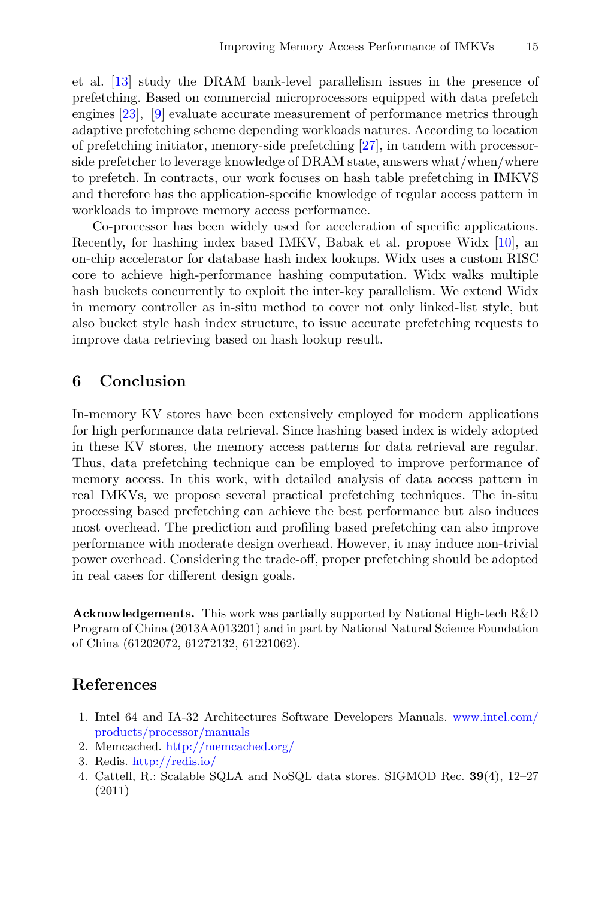et al. [13] study the DRAM bank-level parallelism issues in the presence of prefetching. Based on commercial microprocessors equipped with data prefetch engines [23], [9] evaluate accurate measurement of performance metrics through adaptive prefetching scheme depending workloads natures. According to location of prefetching initiator, memory-side prefetching [27], in tandem with processor-side prefetcher to leverage knowledge of DRAM state, answers what/when/where to prefetch. In contracts, our work focuses on hash table prefetching in IMKVS and therefore has the application-specific knowledge of regular access pattern in workloads to improve memory access performance.

Co-processor has been widely used for acceleration of specific applications. Recently, for hashing index based IMKV, Babak et al. propose Widx [10], an on-chip accelerator for database hash index lookups. Widx uses a custom RISC core to achieve high-performance hashing computation. Widx walks multiple hash buckets concurrently to exploit the inter-key parallelism. We extend Widx in memory controller as in-situ method to cover not only linked-list style, but also bucket style hash index structure, to issue accurate prefetching requests to improve data retrieving based on hash lookup result.

## 6 Conclusion

In-memory KV stores have been extensively employed for modern applications for high performance data retrieval. Since hashing based index is widely adopted in these KV stores, the memory access patterns for data retrieval are regular. Thus, data prefetching technique can be employed to improve performance of memory access. In this work, with detailed analysis of data access pattern in real IMKVs, we propose several practical prefetching techniques. The in-situ processing based prefetching can achieve the best performance but also induces most overhead. The prediction and profiling based prefetching can also improve performance with moderate design overhead. However, it may induce non-trivial power overhead. Considering the trade-off, proper prefetching should be adopted in real cases for different design goals.

**Acknowledgements.** This work was partially supported by National High-tech R&D Program of China (2013AA013201) and in part by National Natural Science Foundation of China (61202072, 61272132, 61221062).

## References

1. Intel 64 and IA-32 Architectures Software Developers Manuals. www.intel.com/products/processor/manuals
2. Memcached. http://memcached.org/
3. Redis. http://redis.io/
4. Cattell, R.: Scalable SQLA and NoSQL data stores. SIGMOD Rec. **39**(4), 12–27 (2011)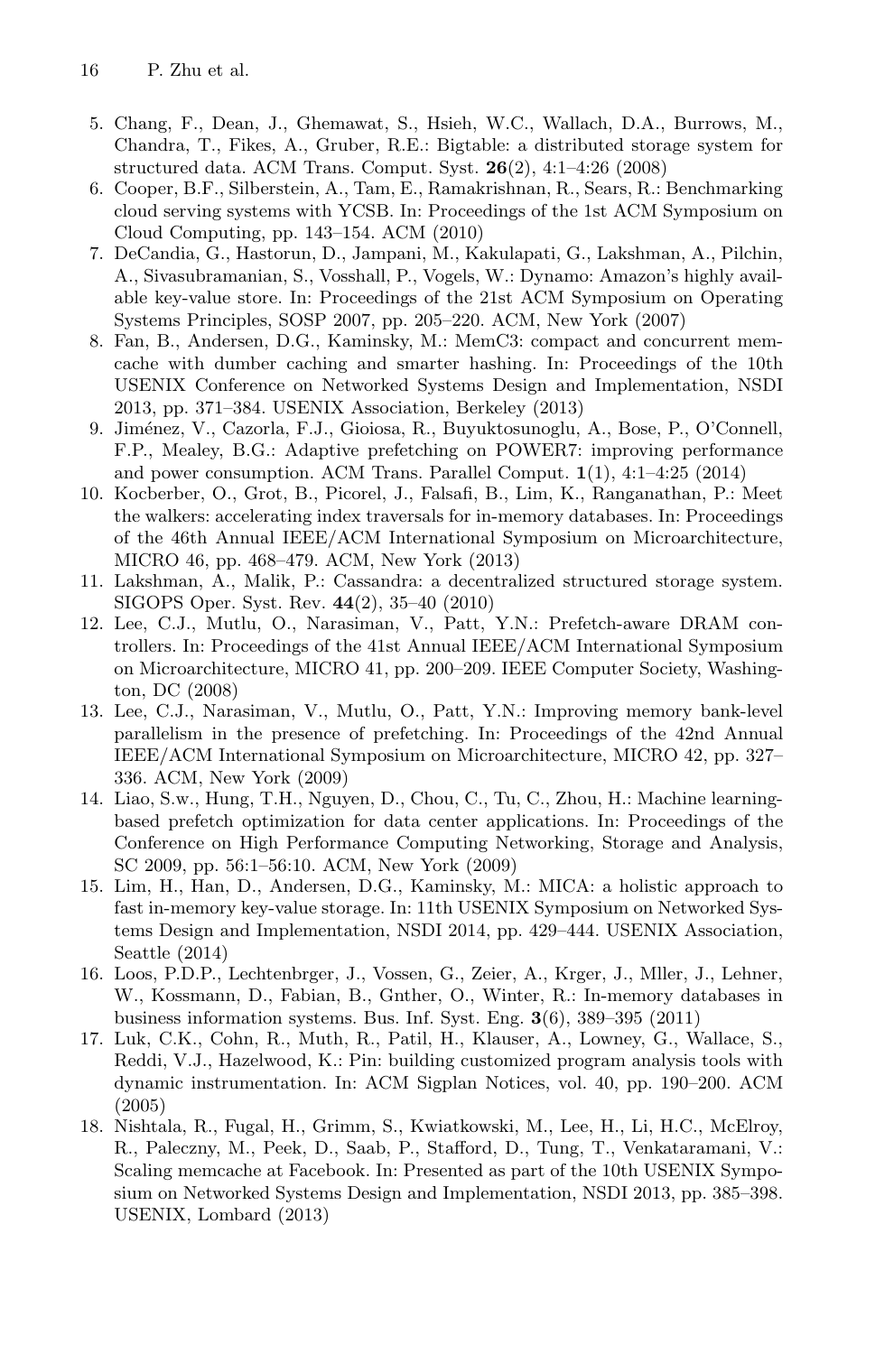5. Chang, F., Dean, J., Ghemawat, S., Hsieh, W.C., Wallach, D.A., Burrows, M., Chandra, T., Fikes, A., Gruber, R.E.: Bigtable: a distributed storage system for structured data. ACM Trans. Comput. Syst. **26**(2), 4:1–4:26 (2008)
6. Cooper, B.F., Silberstein, A., Tam, E., Ramakrishnan, R., Sears, R.: Benchmarking cloud serving systems with YCSB. In: Proceedings of the 1st ACM Symposium on Cloud Computing, pp. 143–154. ACM (2010)
7. DeCandia, G., Hastorun, D., Jampani, M., Kakulapati, G., Lakshman, A., Pilchin, A., Sivasubramanian, S., Vosshall, P., Vogels, W.: Dynamo: Amazon's highly available key-value store. In: Proceedings of the 21st ACM Symposium on Operating Systems Principles, SOSP 2007, pp. 205–220. ACM, New York (2007)
8. Fan, B., Andersen, D.G., Kaminsky, M.: MemC3: compact and concurrent memcache with dumber caching and smarter hashing. In: Proceedings of the 10th USENIX Conference on Networked Systems Design and Implementation, NSDI 2013, pp. 371–384. USENIX Association, Berkeley (2013)
9. Jiménez, V., Cazorla, F.J., Gioiosa, R., Buyuktosunoglu, A., Bose, P., O'Connell, F.P., Mealey, B.G.: Adaptive prefetching on POWER7: improving performance and power consumption. ACM Trans. Parallel Comput. **1**(1), 4:1–4:25 (2014)
10. Kocberber, O., Grot, B., Picorel, J., Falsafi, B., Lim, K., Ranganathan, P.: Meet the walkers: accelerating index traversals for in-memory databases. In: Proceedings of the 46th Annual IEEE/ACM International Symposium on Microarchitecture, MICRO 46, pp. 468–479. ACM, New York (2013)
11. Lakshman, A., Malik, P.: Cassandra: a decentralized structured storage system. SIGOPS Oper. Syst. Rev. **44**(2), 35–40 (2010)
12. Lee, C.J., Mutlu, O., Narasiman, V., Patt, Y.N.: Prefetch-aware DRAM controllers. In: Proceedings of the 41st Annual IEEE/ACM International Symposium on Microarchitecture, MICRO 41, pp. 200–209. IEEE Computer Society, Washington, DC (2008)
13. Lee, C.J., Narasiman, V., Mutlu, O., Patt, Y.N.: Improving memory bank-level parallelism in the presence of prefetching. In: Proceedings of the 42nd Annual IEEE/ACM International Symposium on Microarchitecture, MICRO 42, pp. 327–336. ACM, New York (2009)
14. Liao, S.w., Hung, T.H., Nguyen, D., Chou, C., Tu, C., Zhou, H.: Machine learning-based prefetch optimization for data center applications. In: Proceedings of the Conference on High Performance Computing Networking, Storage and Analysis, SC 2009, pp. 56:1–56:10. ACM, New York (2009)
15. Lim, H., Han, D., Andersen, D.G., Kaminsky, M.: MICA: a holistic approach to fast in-memory key-value storage. In: 11th USENIX Symposium on Networked Systems Design and Implementation, NSDI 2014, pp. 429–444. USENIX Association, Seattle (2014)
16. Loos, P.D.P., Lechtenbrger, J., Vossen, G., Zeier, A., Krger, J., Mller, J., Lehner, W., Kossmann, D., Fabian, B., Gnther, O., Winter, R.: In-memory databases in business information systems. Bus. Inf. Syst. Eng. **3**(6), 389–395 (2011)
17. Luk, C.K., Cohn, R., Muth, R., Patil, H., Klauser, A., Lowney, G., Wallace, S., Reddi, V.J., Hazelwood, K.: Pin: building customized program analysis tools with dynamic instrumentation. In: ACM Sigplan Notices, vol. 40, pp. 190–200. ACM (2005)
18. Nishtala, R., Fugal, H., Grimm, S., Kwiatkowski, M., Lee, H., Li, H.C., McElroy, R., Paleczny, M., Peek, D., Saab, P., Stafford, D., Tung, T., Venkataramani, V.: Scaling memcache at Facebook. In: Presented as part of the 10th USENIX Symposium on Networked Systems Design and Implementation, NSDI 2013, pp. 385–398. USENIX, Lombard (2013)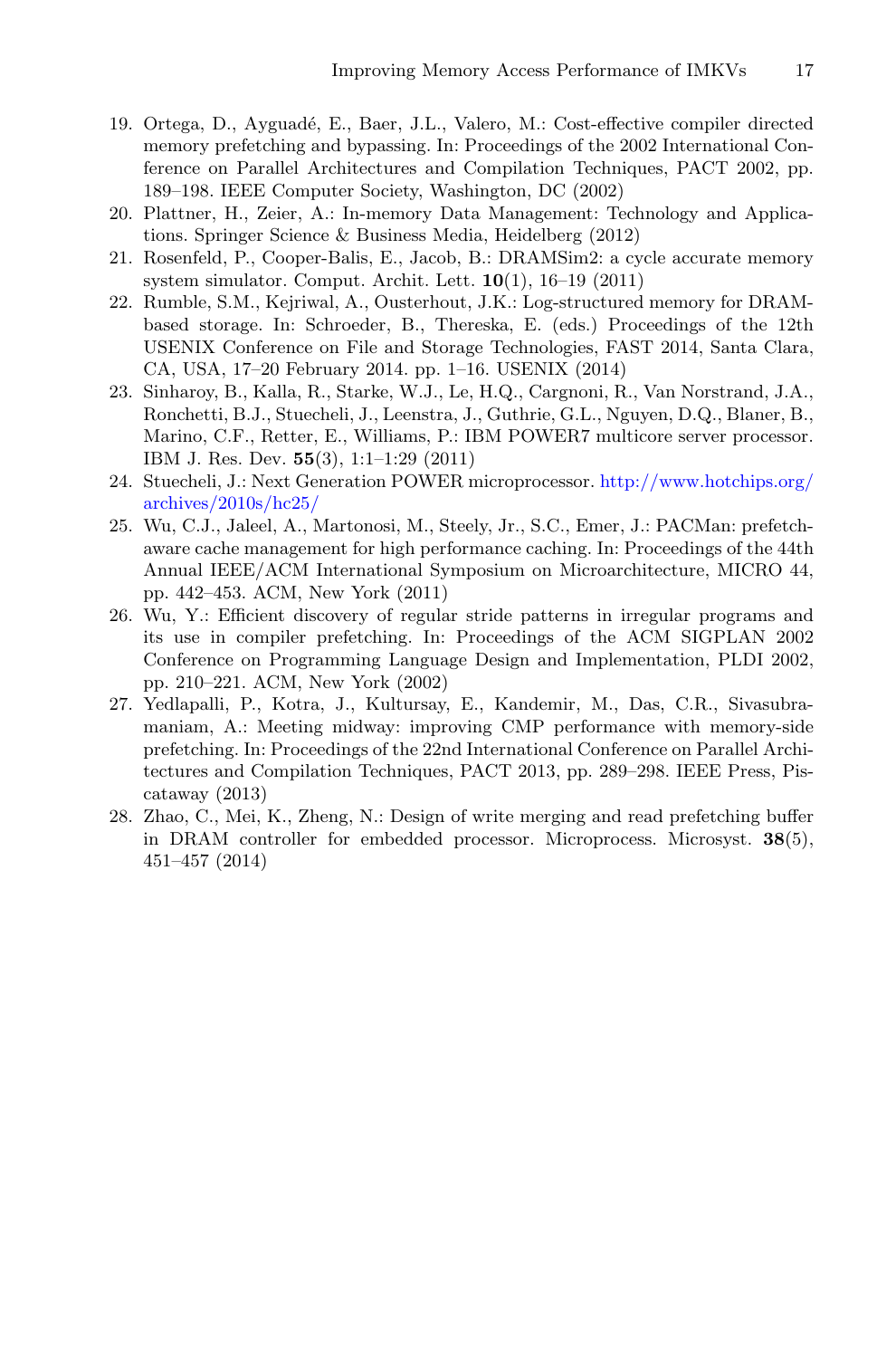19. Ortega, D., Ayguadé, E., Baer, J.L., Valero, M.: Cost-effective compiler directed memory prefetching and bypassing. In: Proceedings of the 2002 International Conference on Parallel Architectures and Compilation Techniques, PACT 2002, pp. 189–198. IEEE Computer Society, Washington, DC (2002)
20. Plattner, H., Zeier, A.: In-memory Data Management: Technology and Applications. Springer Science & Business Media, Heidelberg (2012)
21. Rosenfeld, P., Cooper-Balis, E., Jacob, B.: DRAMSim2: a cycle accurate memory system simulator. Comput. Archit. Lett. **10**(1), 16–19 (2011)
22. Rumble, S.M., Kejriwal, A., Ousterhout, J.K.: Log-structured memory for DRAM-based storage. In: Schroeder, B., Thereska, E. (eds.) Proceedings of the 12th USENIX Conference on File and Storage Technologies, FAST 2014, Santa Clara, CA, USA, 17–20 February 2014. pp. 1–16. USENIX (2014)
23. Sinharoy, B., Kalla, R., Starke, W.J., Le, H.Q., Cargnoni, R., Van Norstrand, J.A., Ronchetti, B.J., Stuecheli, J., Leenstra, J., Guthrie, G.L., Nguyen, D.Q., Blaner, B., Marino, C.F., Retter, E., Williams, P.: IBM POWER7 multicore server processor. IBM J. Res. Dev. **55**(3), 1:1–1:29 (2011)
24. Stuecheli, J.: Next Generation POWER microprocessor. http://www.hotchips.org/archives/2010s/hc25/
25. Wu, C.J., Jaleel, A., Martonosi, M., Steely, Jr., S.C., Emer, J.: PACMan: prefetch-aware cache management for high performance caching. In: Proceedings of the 44th Annual IEEE/ACM International Symposium on Microarchitecture, MICRO 44, pp. 442–453. ACM, New York (2011)
26. Wu, Y.: Efficient discovery of regular stride patterns in irregular programs and its use in compiler prefetching. In: Proceedings of the ACM SIGPLAN 2002 Conference on Programming Language Design and Implementation, PLDI 2002, pp. 210–221. ACM, New York (2002)
27. Yedlapalli, P., Kotra, J., Kultursay, E., Kandemir, M., Das, C.R., Sivasubramaniam, A.: Meeting midway: improving CMP performance with memory-side prefetching. In: Proceedings of the 22nd International Conference on Parallel Architectures and Compilation Techniques, PACT 2013, pp. 289–298. IEEE Press, Piscataway (2013)
28. Zhao, C., Mei, K., Zheng, N.: Design of write merging and read prefetching buffer in DRAM controller for embedded processor. Microprocess. Microsyst. **38**(5), 451–457 (2014)